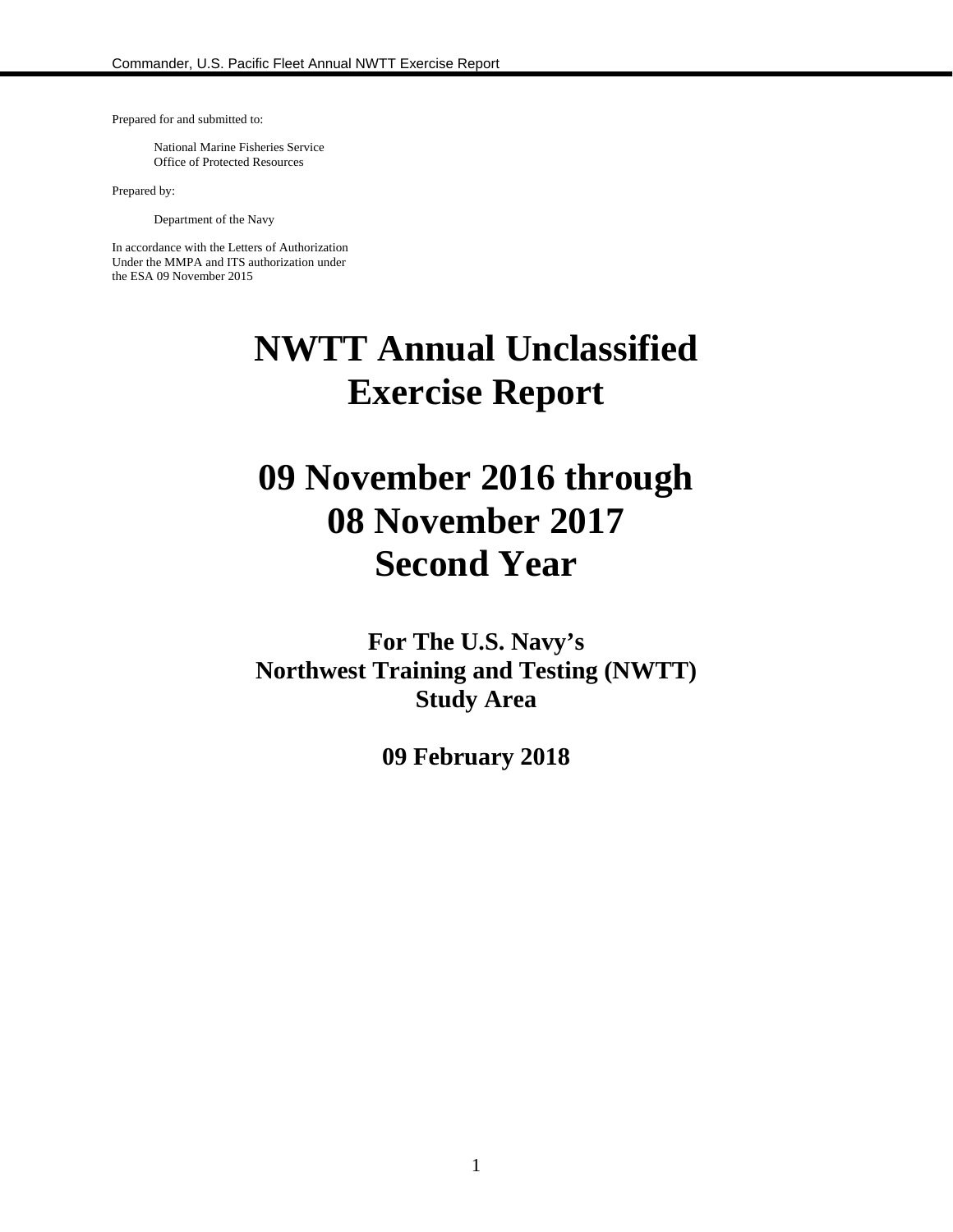Prepared for and submitted to:

National Marine Fisheries Service
Office of Protected Resources

Prepared by:

Department of the Navy

In accordance with the Letters of Authorization
Under the MMPA and ITS authorization under
the ESA 09 November 2015

# NWTT Annual Unclassified Exercise Report

# 09 November 2016 through 08 November 2017 Second Year

## For The U.S. Navy's Northwest Training and Testing (NWTT) Study Area

## 09 February 2018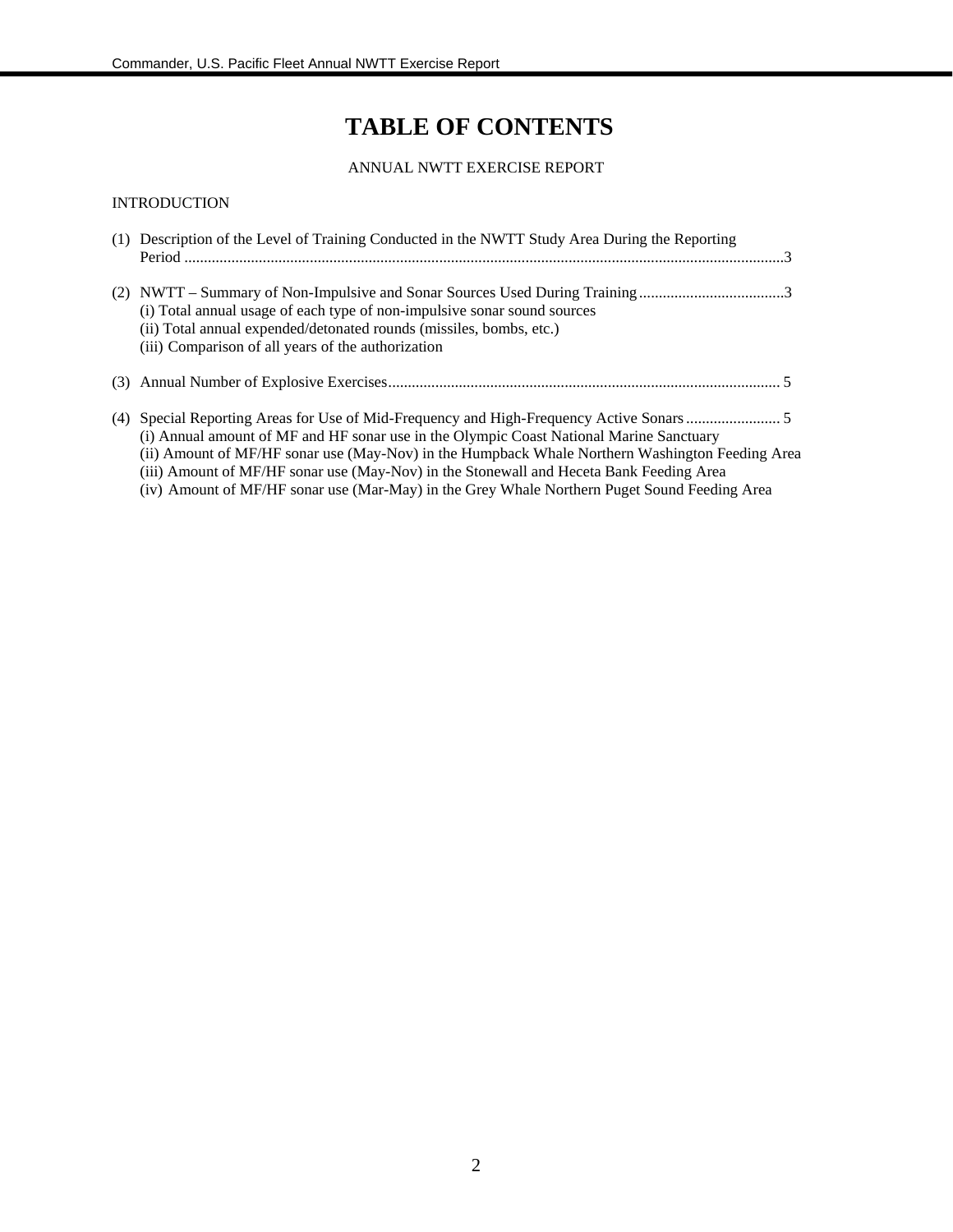# TABLE OF CONTENTS

ANNUAL NWTT EXERCISE REPORT

INTRODUCTION

(1) Description of the Level of Training Conducted in the NWTT Study Area During the Reporting Period ........................................................................................................................................3

(2) NWTT – Summary of Non-Impulsive and Sonar Sources Used During Training.....................................3
   (i) Total annual usage of each type of non-impulsive sonar sound sources
   (ii) Total annual expended/detonated rounds (missiles, bombs, etc.)
   (iii) Comparison of all years of the authorization

(3) Annual Number of Explosive Exercises................................................................................................... 5

(4) Special Reporting Areas for Use of Mid-Frequency and High-Frequency Active Sonars ........................ 5
   (i) Annual amount of MF and HF sonar use in the Olympic Coast National Marine Sanctuary
   (ii) Amount of MF/HF sonar use (May-Nov) in the Humpback Whale Northern Washington Feeding Area
   (iii) Amount of MF/HF sonar use (May-Nov) in the Stonewall and Heceta Bank Feeding Area
   (iv) Amount of MF/HF sonar use (Mar-May) in the Grey Whale Northern Puget Sound Feeding Area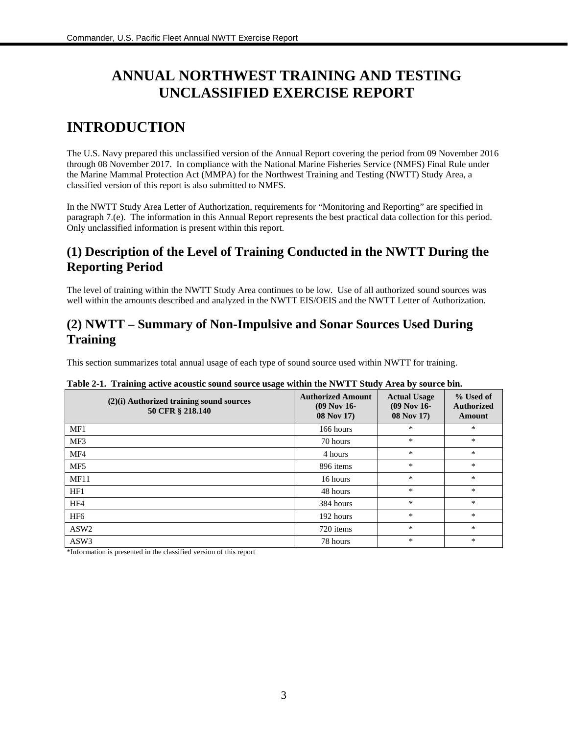# ANNUAL NORTHWEST TRAINING AND TESTING UNCLASSIFIED EXERCISE REPORT

## INTRODUCTION

The U.S. Navy prepared this unclassified version of the Annual Report covering the period from 09 November 2016 through 08 November 2017. In compliance with the National Marine Fisheries Service (NMFS) Final Rule under the Marine Mammal Protection Act (MMPA) for the Northwest Training and Testing (NWTT) Study Area, a classified version of this report is also submitted to NMFS.

In the NWTT Study Area Letter of Authorization, requirements for "Monitoring and Reporting" are specified in paragraph 7.(e). The information in this Annual Report represents the best practical data collection for this period. Only unclassified information is present within this report.

## (1) Description of the Level of Training Conducted in the NWTT During the Reporting Period

The level of training within the NWTT Study Area continues to be low. Use of all authorized sound sources was well within the amounts described and analyzed in the NWTT EIS/OEIS and the NWTT Letter of Authorization.

## (2) NWTT – Summary of Non-Impulsive and Sonar Sources Used During Training

This section summarizes total annual usage of each type of sound source used within NWTT for training.

**Table 2-1. Training active acoustic sound source usage within the NWTT Study Area by source bin.**

| (2)(i) Authorized training sound sources 50 CFR § 218.140 | Authorized Amount (09 Nov 16-08 Nov 17) | Actual Usage (09 Nov 16-08 Nov 17) | % Used of Authorized Amount |
|---|---|---|---|
| MF1 | 166 hours | * | * |
| MF3 | 70 hours | * | * |
| MF4 | 4 hours | * | * |
| MF5 | 896 items | * | * |
| MF11 | 16 hours | * | * |
| HF1 | 48 hours | * | * |
| HF4 | 384 hours | * | * |
| HF6 | 192 hours | * | * |
| ASW2 | 720 items | * | * |
| ASW3 | 78 hours | * | * |

*Information is presented in the classified version of this report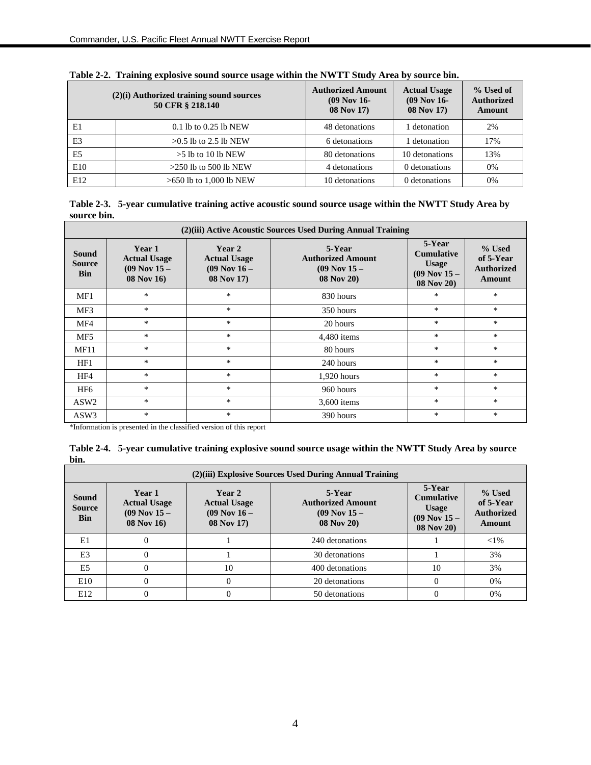**Table 2-2. Training explosive sound source usage within the NWTT Study Area by source bin.**

| (2)(i) Authorized training sound sources 50 CFR § 218.140 | | Authorized Amount (09 Nov 16- 08 Nov 17) | Actual Usage (09 Nov 16- 08 Nov 17) | % Used of Authorized Amount |
|---|---|---|---|---|
| E1 | 0.1 lb to 0.25 lb NEW | 48 detonations | 1 detonation | 2% |
| E3 | >0.5 lb to 2.5 lb NEW | 6 detonations | 1 detonation | 17% |
| E5 | >5 lb to 10 lb NEW | 80 detonations | 10 detonations | 13% |
| E10 | >250 lb to 500 lb NEW | 4 detonations | 0 detonations | 0% |
| E12 | >650 lb to 1,000 lb NEW | 10 detonations | 0 detonations | 0% |

**Table 2-3. 5-year cumulative training active acoustic sound source usage within the NWTT Study Area by source bin.**

| (2)(iii) Active Acoustic Sources Used During Annual Training | | | | | |
|---|---|---|---|---|---|
| Sound Source Bin | Year 1 Actual Usage (09 Nov 15 – 08 Nov 16) | Year 2 Actual Usage (09 Nov 16 – 08 Nov 17) | 5-Year Authorized Amount (09 Nov 15 – 08 Nov 20) | 5-Year Cumulative Usage (09 Nov 15 – 08 Nov 20) | % Used of 5-Year Authorized Amount |
| MF1 | * | * | 830 hours | * | * |
| MF3 | * | * | 350 hours | * | * |
| MF4 | * | * | 20 hours | * | * |
| MF5 | * | * | 4,480 items | * | * |
| MF11 | * | * | 80 hours | * | * |
| HF1 | * | * | 240 hours | * | * |
| HF4 | * | * | 1,920 hours | * | * |
| HF6 | * | * | 960 hours | * | * |
| ASW2 | * | * | 3,600 items | * | * |
| ASW3 | * | * | 390 hours | * | * |

*Information is presented in the classified version of this report

**Table 2-4. 5-year cumulative training explosive sound source usage within the NWTT Study Area by source bin.**

| (2)(iii) Explosive Sources Used During Annual Training | | | | | |
|---|---|---|---|---|---|
| Sound Source Bin | Year 1 Actual Usage (09 Nov 15 – 08 Nov 16) | Year 2 Actual Usage (09 Nov 16 – 08 Nov 17) | 5-Year Authorized Amount (09 Nov 15 – 08 Nov 20) | 5-Year Cumulative Usage (09 Nov 15 – 08 Nov 20) | % Used of 5-Year Authorized Amount |
| E1 | 0 | 1 | 240 detonations | 1 | <1% |
| E3 | 0 | 1 | 30 detonations | 1 | 3% |
| E5 | 0 | 10 | 400 detonations | 10 | 3% |
| E10 | 0 | 0 | 20 detonations | 0 | 0% |
| E12 | 0 | 0 | 50 detonations | 0 | 0% |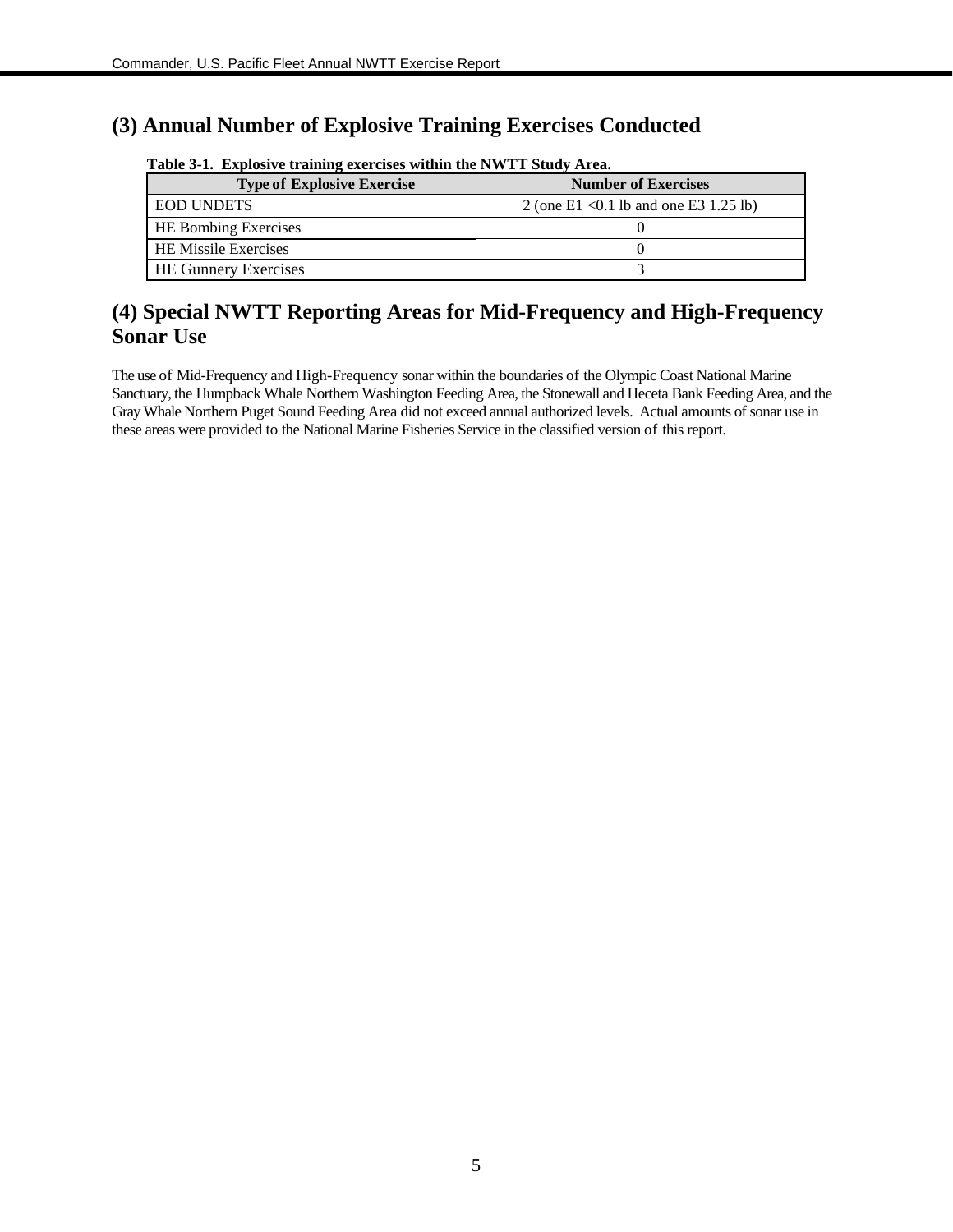## (3) Annual Number of Explosive Training Exercises Conducted

**Table 3-1. Explosive training exercises within the NWTT Study Area.**

| Type of Explosive Exercise | Number of Exercises |
|---|---|
| EOD UNDETS | 2 (one E1 <0.1 lb and one E3 1.25 lb) |
| HE Bombing Exercises | 0 |
| HE Missile Exercises | 0 |
| HE Gunnery Exercises | 3 |

## (4) Special NWTT Reporting Areas for Mid-Frequency and High-Frequency Sonar Use

The use of Mid-Frequency and High-Frequency sonar within the boundaries of the Olympic Coast National Marine Sanctuary, the Humpback Whale Northern Washington Feeding Area, the Stonewall and Heceta Bank Feeding Area, and the Gray Whale Northern Puget Sound Feeding Area did not exceed annual authorized levels. Actual amounts of sonar use in these areas were provided to the National Marine Fisheries Service in the classified version of this report.